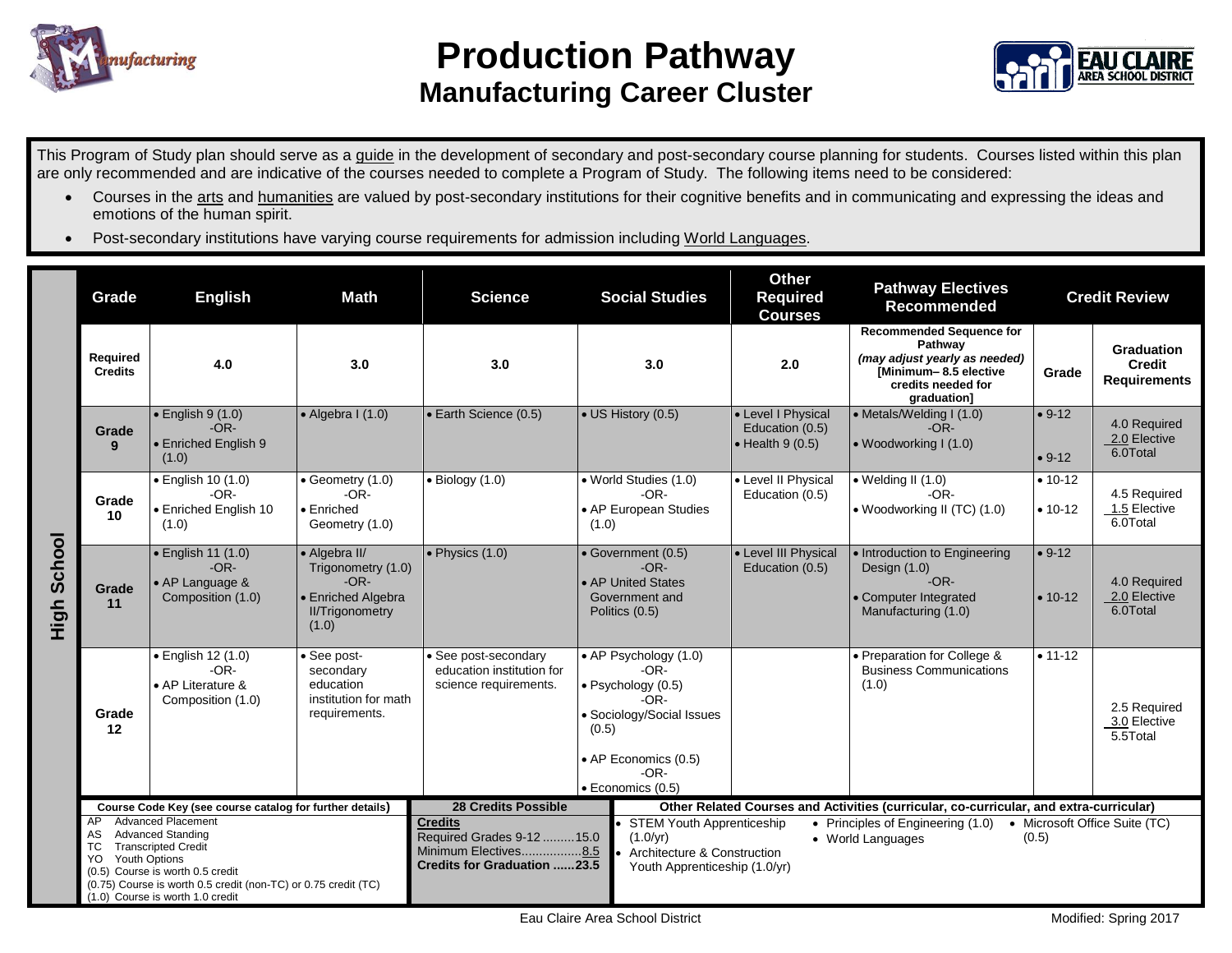# Production Pathway

## Manufacturing Career Cluster

This Program of Study plan should serve as a guide in the development of secondary and post-secondary course planning for students. Courses listed within this plan are only recommended and are indicative of the courses needed to complete a Program of Study. The following items need to be considered:

- Courses in the arts and humanities are valued by post-secondary institutions for their cognitive benefits and in communicating and expressing the ideas and emotions of the human spirit.
- Post-secondary institutions have varying course requirements for admission including World Languages.

**High School**

| Grade | English | Math | Science | Social Studies | Other Required Courses | Pathway Electives Recommended | Credit Review | |
|---|---|---|---|---|---|---|---|---|
| **Required Credits** | **4.0** | **3.0** | **3.0** | **3.0** | **2.0** | **Recommended Sequence for Pathway** *(may adjust yearly as needed)* **[Minimum– 8.5 elective credits needed for graduation]** | **Grade** | **Graduation Credit Requirements** |
| **Grade 9** | • English 9 (1.0) -OR- • Enriched English 9 (1.0) | • Algebra I (1.0) | • Earth Science (0.5) | • US History (0.5) | • Level I Physical Education (0.5) • Health 9 (0.5) | • Metals/Welding I (1.0) -OR- • Woodworking I (1.0) | • 9-12 • 9-12 | 4.0 Required 2.0 Elective 6.0Total |
| **Grade 10** | • English 10 (1.0) -OR- • Enriched English 10 (1.0) | • Geometry (1.0) -OR- • Enriched Geometry (1.0) | • Biology (1.0) | • World Studies (1.0) -OR- • AP European Studies (1.0) | • Level II Physical Education (0.5) | • Welding II (1.0) -OR- • Woodworking II (TC) (1.0) | • 10-12 • 10-12 | 4.5 Required 1.5 Elective 6.0Total |
| **Grade 11** | • English 11 (1.0) -OR- • AP Language & Composition (1.0) | • Algebra II/ Trigonometry (1.0) -OR- • Enriched Algebra II/Trigonometry (1.0) | • Physics (1.0) | • Government (0.5) -OR- • AP United States Government and Politics (0.5) | • Level III Physical Education (0.5) | • Introduction to Engineering Design (1.0) -OR- • Computer Integrated Manufacturing (1.0) | • 9-12 • 10-12 | 4.0 Required 2.0 Elective 6.0Total |
| **Grade 12** | • English 12 (1.0) -OR- • AP Literature & Composition (1.0) | • See post-secondary education institution for math requirements. | • See post-secondary education institution for science requirements. | • AP Psychology (1.0) -OR- • Psychology (0.5) -OR- • Sociology/Social Issues (0.5) • AP Economics (0.5) -OR- • Economics (0.5) | | • Preparation for College & Business Communications (1.0) | • 11-12 | 2.5 Required 3.0 Elective 5.5Total |

**Course Code Key (see course catalog for further details)**

- AP Advanced Placement
- AS Advanced Standing
- TC Transcripted Credit
- YO Youth Options
- (0.5) Course is worth 0.5 credit
- (0.75) Course is worth 0.5 credit (non-TC) or 0.75 credit (TC)
- (1.0) Course is worth 1.0 credit

**28 Credits Possible**

**Credits**
Required Grades 9-12 .........15.0
Minimum Electives.................8.5
**Credits for Graduation ......23.5**

**Other Related Courses and Activities (curricular, co-curricular, and extra-curricular)**

- STEM Youth Apprenticeship (1.0/yr)
- Architecture & Construction Youth Apprenticeship (1.0/yr)
- Principles of Engineering (1.0)
- World Languages
- Microsoft Office Suite (TC) (0.5)

Eau Claire Area School District

Modified: Spring 2017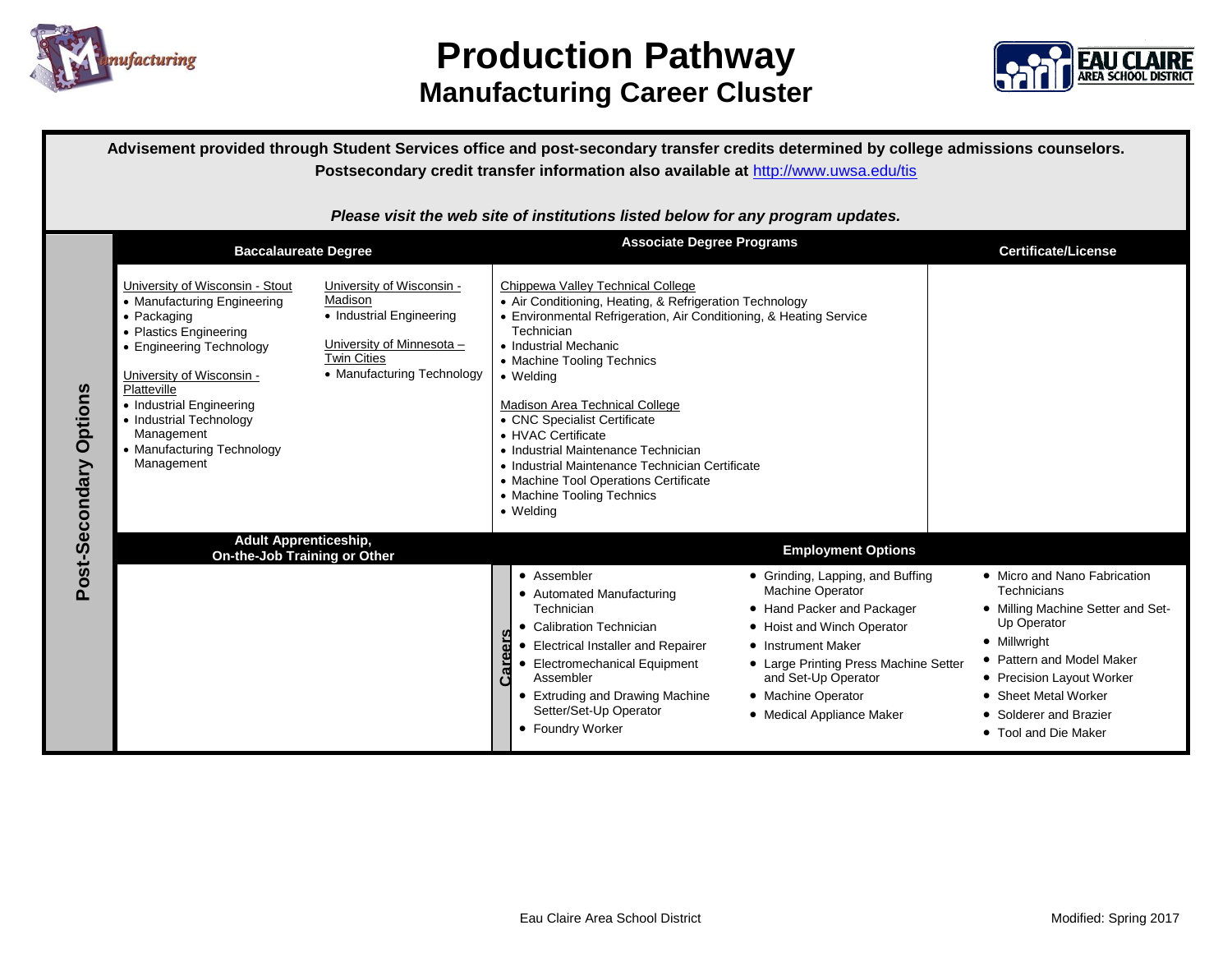# Production Pathway

## Manufacturing Career Cluster

**Advisement provided through Student Services office and post-secondary transfer credits determined by college admissions counselors.**
**Postsecondary credit transfer information also available at** http://www.uwsa.edu/tis

***Please visit the web site of institutions listed below for any program updates.***

## Post-Secondary Options

### Baccalaureate Degree

University of Wisconsin - Stout
- Manufacturing Engineering
- Packaging
- Plastics Engineering
- Engineering Technology

University of Wisconsin - Platteville
- Industrial Engineering
- Industrial Technology Management
- Manufacturing Technology Management

University of Wisconsin - Madison
- Industrial Engineering

University of Minnesota – Twin Cities
- Manufacturing Technology

### Associate Degree Programs

Chippewa Valley Technical College
- Air Conditioning, Heating, & Refrigeration Technology
- Environmental Refrigeration, Air Conditioning, & Heating Service Technician
- Industrial Mechanic
- Machine Tooling Technics
- Welding

Madison Area Technical College
- CNC Specialist Certificate
- HVAC Certificate
- Industrial Maintenance Technician
- Industrial Maintenance Technician Certificate
- Machine Tool Operations Certificate
- Machine Tooling Technics
- Welding

### Certificate/License

### Adult Apprenticeship, On-the-Job Training or Other

### Employment Options

**Careers**

- Assembler
- Automated Manufacturing Technician
- Calibration Technician
- Electrical Installer and Repairer
- Electromechanical Equipment Assembler
- Extruding and Drawing Machine Setter/Set-Up Operator
- Foundry Worker
- Grinding, Lapping, and Buffing Machine Operator
- Hand Packer and Packager
- Hoist and Winch Operator
- Instrument Maker
- Large Printing Press Machine Setter and Set-Up Operator
- Machine Operator
- Medical Appliance Maker
- Micro and Nano Fabrication Technicians
- Milling Machine Setter and Set-Up Operator
- Millwright
- Pattern and Model Maker
- Precision Layout Worker
- Sheet Metal Worker
- Solderer and Brazier
- Tool and Die Maker

Eau Claire Area School District

Modified: Spring 2017